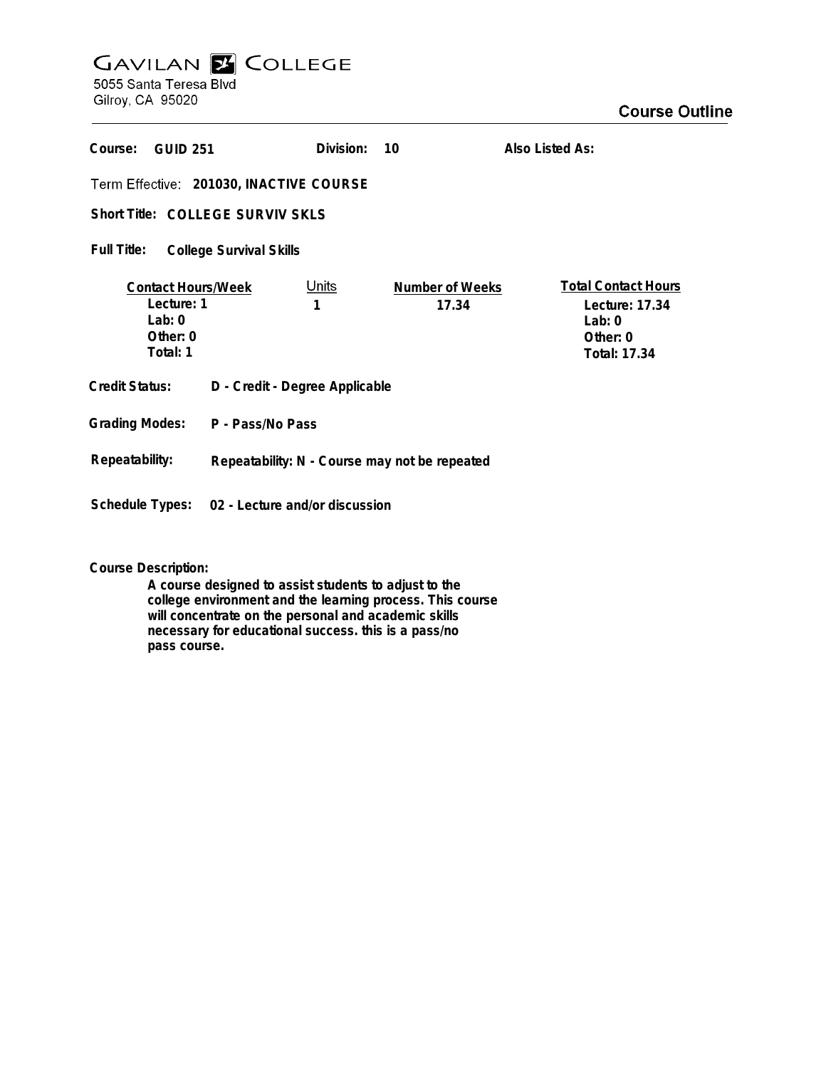# GAVILAN COLLEGE

5055 Santa Teresa Blvd
Gilroy, CA 95020

## Course Outline

**Course:** GUID 251 **Division:** 10 **Also Listed As:**

**Term Effective:** 201030, INACTIVE COURSE

**Short Title:** COLLEGE SURVIV SKLS

**Full Title:** College Survival Skills

| Contact Hours/Week | Units | Number of Weeks | Total Contact Hours |
|---|---|---|---|
| Lecture: 1 | 1 | 17.34 | Lecture: 17.34 |
| Lab: 0 | | | Lab: 0 |
| Other: 0 | | | Other: 0 |
| Total: 1 | | | Total: 17.34 |

**Credit Status:** D - Credit - Degree Applicable

**Grading Modes:** P - Pass/No Pass

**Repeatability:** Repeatability: N - Course may not be repeated

**Schedule Types:** 02 - Lecture and/or discussion

**Course Description:**

A course designed to assist students to adjust to the college environment and the learning process. This course will concentrate on the personal and academic skills necessary for educational success. this is a pass/no pass course.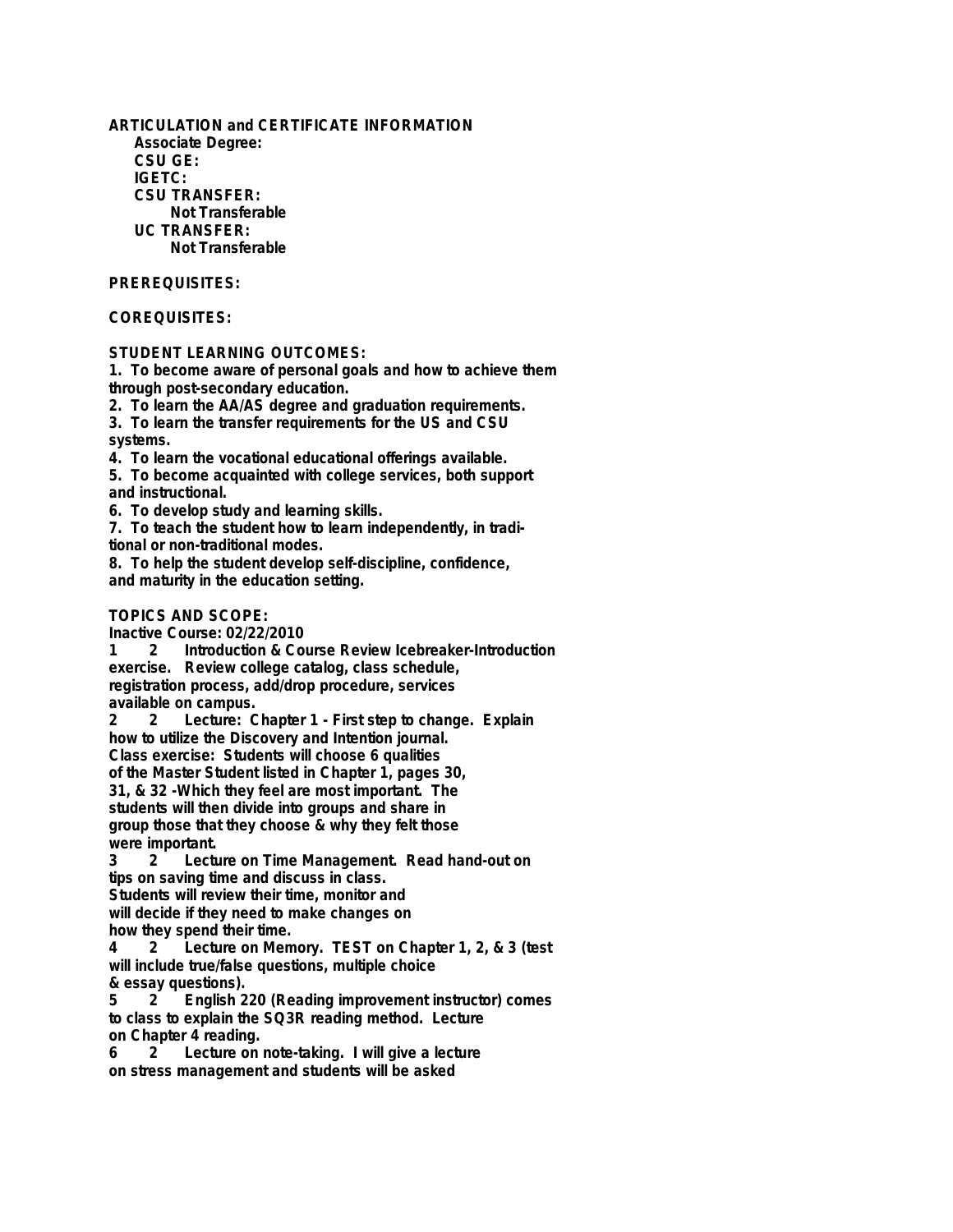**ARTICULATION and CERTIFICATE INFORMATION**

**Associate Degree:**

**CSU GE:**

**IGETC:**

**CSU TRANSFER:**

**Not Transferable**

**UC TRANSFER:**

**Not Transferable**

**PREREQUISITES:**

**COREQUISITES:**

**STUDENT LEARNING OUTCOMES:**

1. To become aware of personal goals and how to achieve them through post-secondary education.
2. To learn the AA/AS degree and graduation requirements.
3. To learn the transfer requirements for the US and CSU systems.
4. To learn the vocational educational offerings available.
5. To become acquainted with college services, both support and instructional.
6. To develop study and learning skills.
7. To teach the student how to learn independently, in traditional or non-traditional modes.
8. To help the student develop self-discipline, confidence, and maturity in the education setting.

**TOPICS AND SCOPE:**

Inactive Course: 02/22/2010

1 2 Introduction & Course Review Icebreaker-Introduction exercise. Review college catalog, class schedule, registration process, add/drop procedure, services available on campus.

2 2 Lecture: Chapter 1 - First step to change. Explain how to utilize the Discovery and Intention journal. Class exercise: Students will choose 6 qualities of the Master Student listed in Chapter 1, pages 30, 31, & 32 -Which they feel are most important. The students will then divide into groups and share in group those that they choose & why they felt those were important.

3 2 Lecture on Time Management. Read hand-out on tips on saving time and discuss in class. Students will review their time, monitor and will decide if they need to make changes on how they spend their time.

4 2 Lecture on Memory. TEST on Chapter 1, 2, & 3 (test will include true/false questions, multiple choice & essay questions).

5 2 English 220 (Reading improvement instructor) comes to class to explain the SQ3R reading method. Lecture on Chapter 4 reading.

6 2 Lecture on note-taking. I will give a lecture on stress management and students will be asked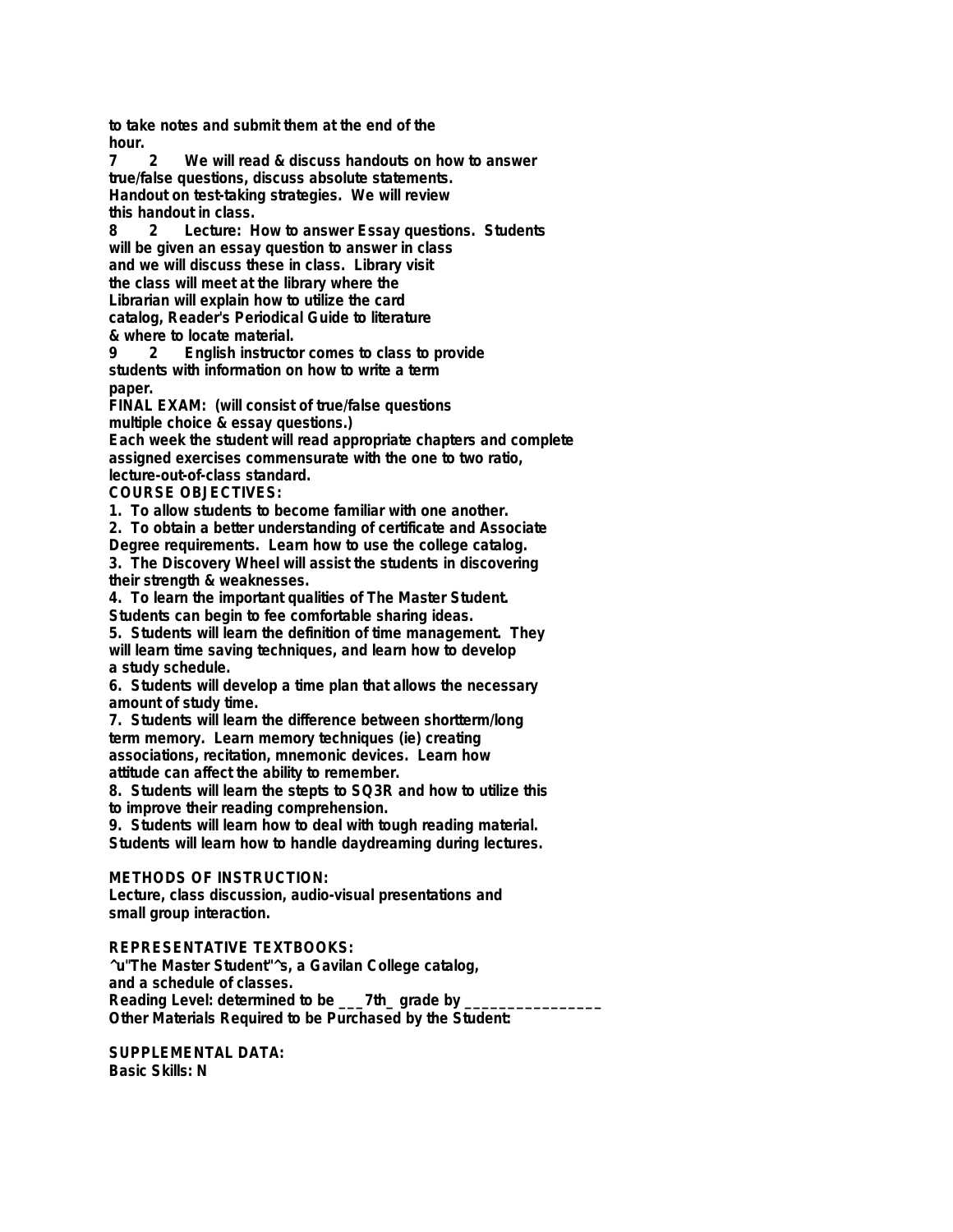to take notes and submit them at the end of the hour.

7 2 We will read & discuss handouts on how to answer true/false questions, discuss absolute statements. Handout on test-taking strategies. We will review this handout in class.

8 2 Lecture: How to answer Essay questions. Students will be given an essay question to answer in class and we will discuss these in class. Library visit the class will meet at the library where the Librarian will explain how to utilize the card catalog, Reader's Periodical Guide to literature & where to locate material.

9 2 English instructor comes to class to provide students with information on how to write a term paper.

FINAL EXAM: (will consist of true/false questions multiple choice & essay questions.)

Each week the student will read appropriate chapters and complete assigned exercises commensurate with the one to two ratio, lecture-out-of-class standard.

**COURSE OBJECTIVES:**

1. To allow students to become familiar with one another.
2. To obtain a better understanding of certificate and Associate Degree requirements. Learn how to use the college catalog.
3. The Discovery Wheel will assist the students in discovering their strength & weaknesses.
4. To learn the important qualities of The Master Student. Students can begin to fee comfortable sharing ideas.
5. Students will learn the definition of time management. They will learn time saving techniques, and learn how to develop a study schedule.
6. Students will develop a time plan that allows the necessary amount of study time.
7. Students will learn the difference between shortterm/long term memory. Learn memory techniques (ie) creating associations, recitation, mnemonic devices. Learn how attitude can affect the ability to remember.
8. Students will learn the stepts to SQ3R and how to utilize this to improve their reading comprehension.
9. Students will learn how to deal with tough reading material. Students will learn how to handle daydreaming during lectures.

**METHODS OF INSTRUCTION:**

Lecture, class discussion, audio-visual presentations and small group interaction.

**REPRESENTATIVE TEXTBOOKS:**

^u"The Master Student"^s, a Gavilan College catalog, and a schedule of classes.

Reading Level: determined to be ___7th_ grade by ________________

Other Materials Required to be Purchased by the Student:

**SUPPLEMENTAL DATA:**

Basic Skills: N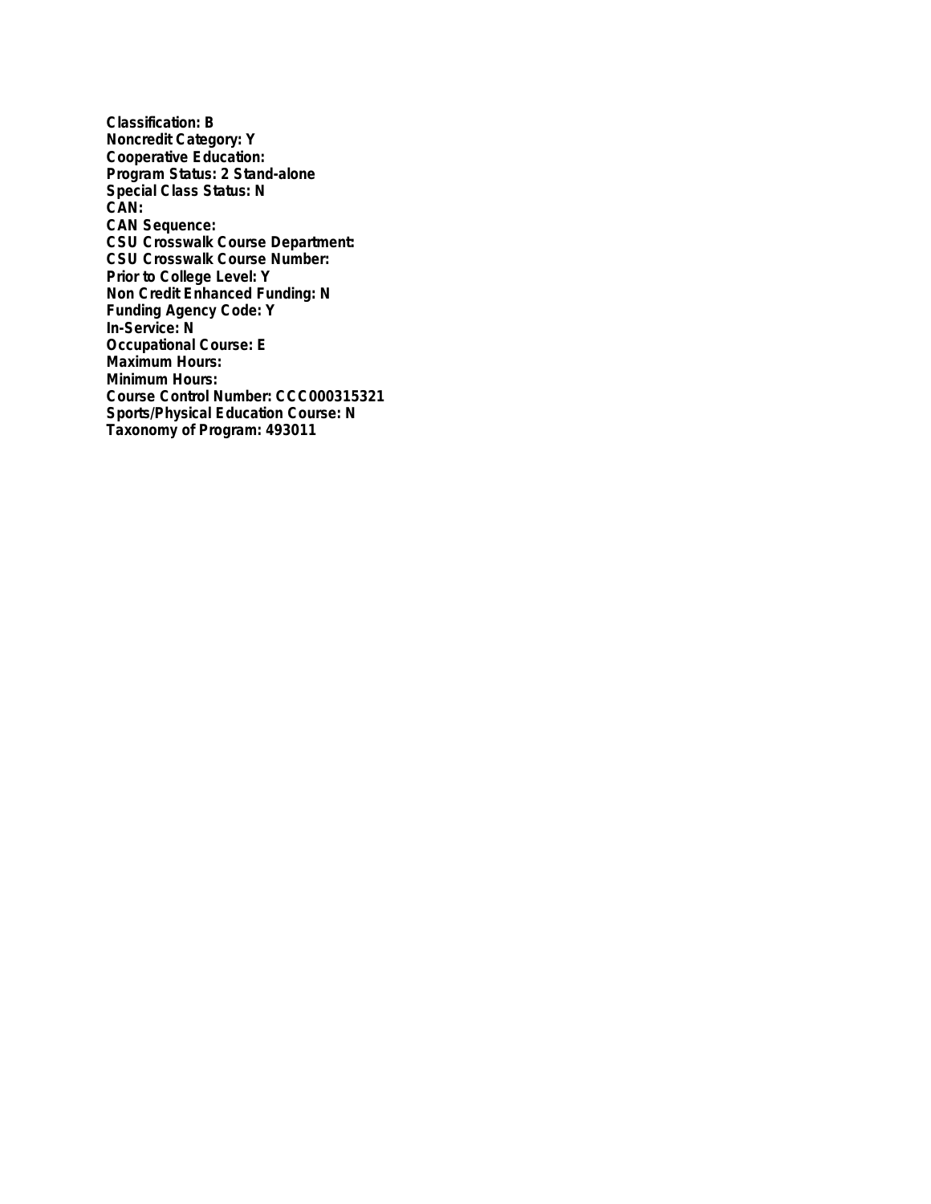**Classification: B**
**Noncredit Category: Y**
**Cooperative Education:**
**Program Status: 2 Stand-alone**
**Special Class Status: N**
**CAN:**
**CAN Sequence:**
**CSU Crosswalk Course Department:**
**CSU Crosswalk Course Number:**
**Prior to College Level: Y**
**Non Credit Enhanced Funding: N**
**Funding Agency Code: Y**
**In-Service: N**
**Occupational Course: E**
**Maximum Hours:**
**Minimum Hours:**
**Course Control Number: CCC000315321**
**Sports/Physical Education Course: N**
**Taxonomy of Program: 493011**